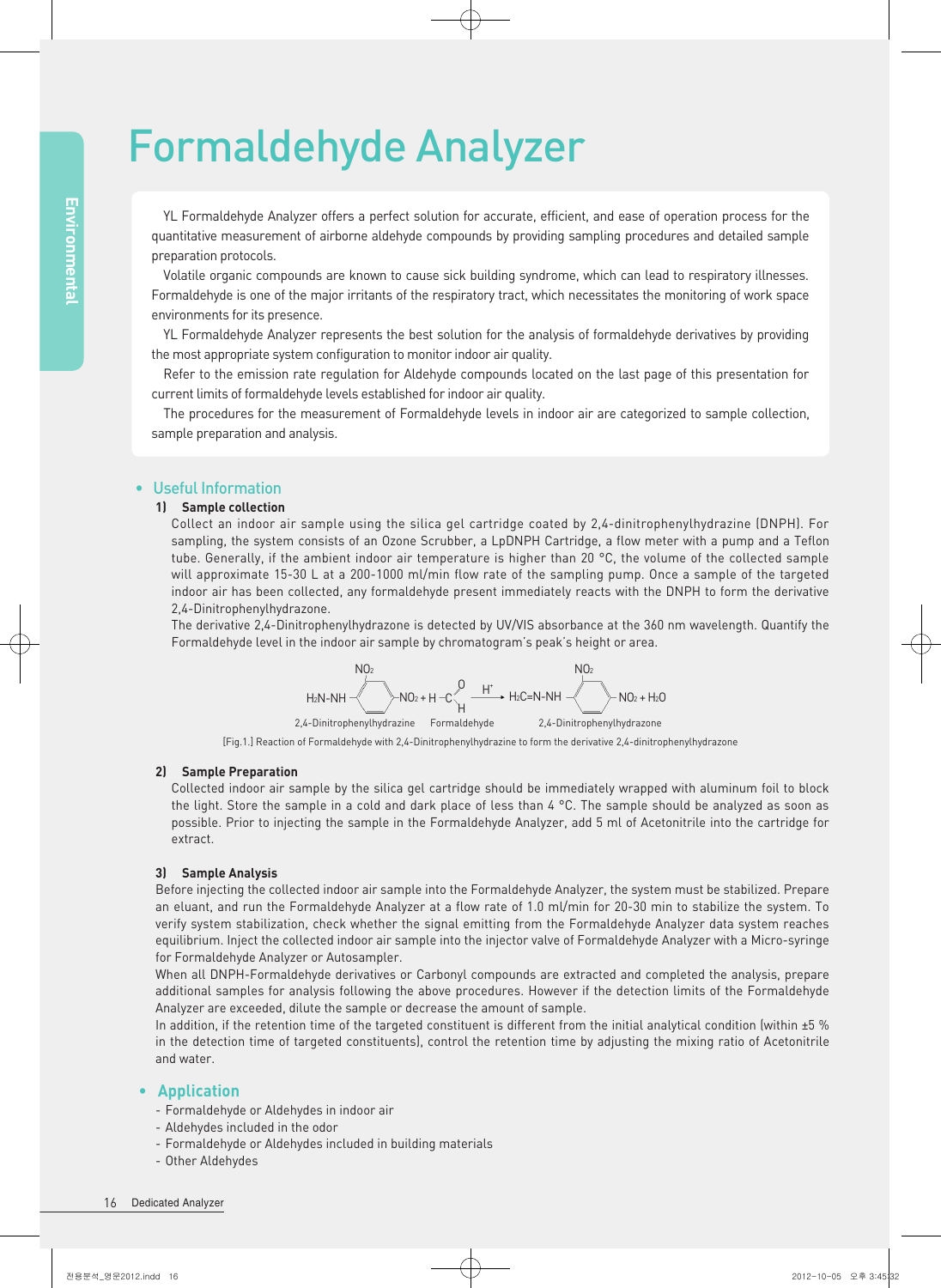# Formaldehyde Analyzer

YL Formaldehyde Analyzer offers a perfect solution for accurate, efficient, and ease of operation process for the quantitative measurement of airborne aldehyde compounds by providing sampling procedures and detailed sample preparation protocols.

Volatile organic compounds are known to cause sick building syndrome, which can lead to respiratory illnesses. Formaldehyde is one of the major irritants of the respiratory tract, which necessitates the monitoring of work space environments for its presence.

YL Formaldehyde Analyzer represents the best solution for the analysis of formaldehyde derivatives by providing the most appropriate system configuration to monitor indoor air quality.

Refer to the emission rate regulation for Aldehyde compounds located on the last page of this presentation for current limits of formaldehyde levels established for indoor air quality.

The procedures for the measurement of Formaldehyde levels in indoor air are categorized to sample collection, sample preparation and analysis.

## Useful Information

**1) Sample collection**

Collect an indoor air sample using the silica gel cartridge coated by 2,4-dinitrophenylhydrazine (DNPH). For sampling, the system consists of an Ozone Scrubber, a LpDNPH Cartridge, a flow meter with a pump and a Teflon tube. Generally, if the ambient indoor air temperature is higher than 20 °C, the volume of the collected sample will approximate 15-30 L at a 200-1000 ml/min flow rate of the sampling pump. Once a sample of the targeted indoor air has been collected, any formaldehyde present immediately reacts with the DNPH to form the derivative 2,4-Dinitrophenylhydrazone.

The derivative 2,4-Dinitrophenylhydrazone is detected by UV/VIS absorbance at the 360 nm wavelength. Quantify the Formaldehyde level in the indoor air sample by chromatogram's peak's height or area.

$$H_2N\text{-}NH\text{-}C_6H_3(NO_2)\text{-}NO_2 + H\text{-}CHO \xrightarrow{H^+} H_2C{=}N\text{-}NH\text{-}C_6H_3(NO_2)\text{-}NO_2 + H_2O$$

2,4-Dinitrophenylhydrazine   Formaldehyde   2,4-Dinitrophenylhydrazone

[Fig.1.] Reaction of Formaldehyde with 2,4-Dinitrophenylhydrazine to form the derivative 2,4-dinitrophenylhydrazone

**2) Sample Preparation**

Collected indoor air sample by the silica gel cartridge should be immediately wrapped with aluminum foil to block the light. Store the sample in a cold and dark place of less than 4 °C. The sample should be analyzed as soon as possible. Prior to injecting the sample in the Formaldehyde Analyzer, add 5 ml of Acetonitrile into the cartridge for extract.

**3) Sample Analysis**

Before injecting the collected indoor air sample into the Formaldehyde Analyzer, the system must be stabilized. Prepare an eluant, and run the Formaldehyde Analyzer at a flow rate of 1.0 ml/min for 20-30 min to stabilize the system. To verify system stabilization, check whether the signal emitting from the Formaldehyde Analyzer data system reaches equilibrium. Inject the collected indoor air sample into the injector valve of Formaldehyde Analyzer with a Micro-syringe for Formaldehyde Analyzer or Autosampler.

When all DNPH-Formaldehyde derivatives or Carbonyl compounds are extracted and completed the analysis, prepare additional samples for analysis following the above procedures. However if the detection limits of the Formaldehyde Analyzer are exceeded, dilute the sample or decrease the amount of sample.

In addition, if the retention time of the targeted constituent is different from the initial analytical condition (within ±5 % in the detection time of targeted constituents), control the retention time by adjusting the mixing ratio of Acetonitrile and water.

## Application

- Formaldehyde or Aldehydes in indoor air
- Aldehydes included in the odor
- Formaldehyde or Aldehydes included in building materials
- Other Aldehydes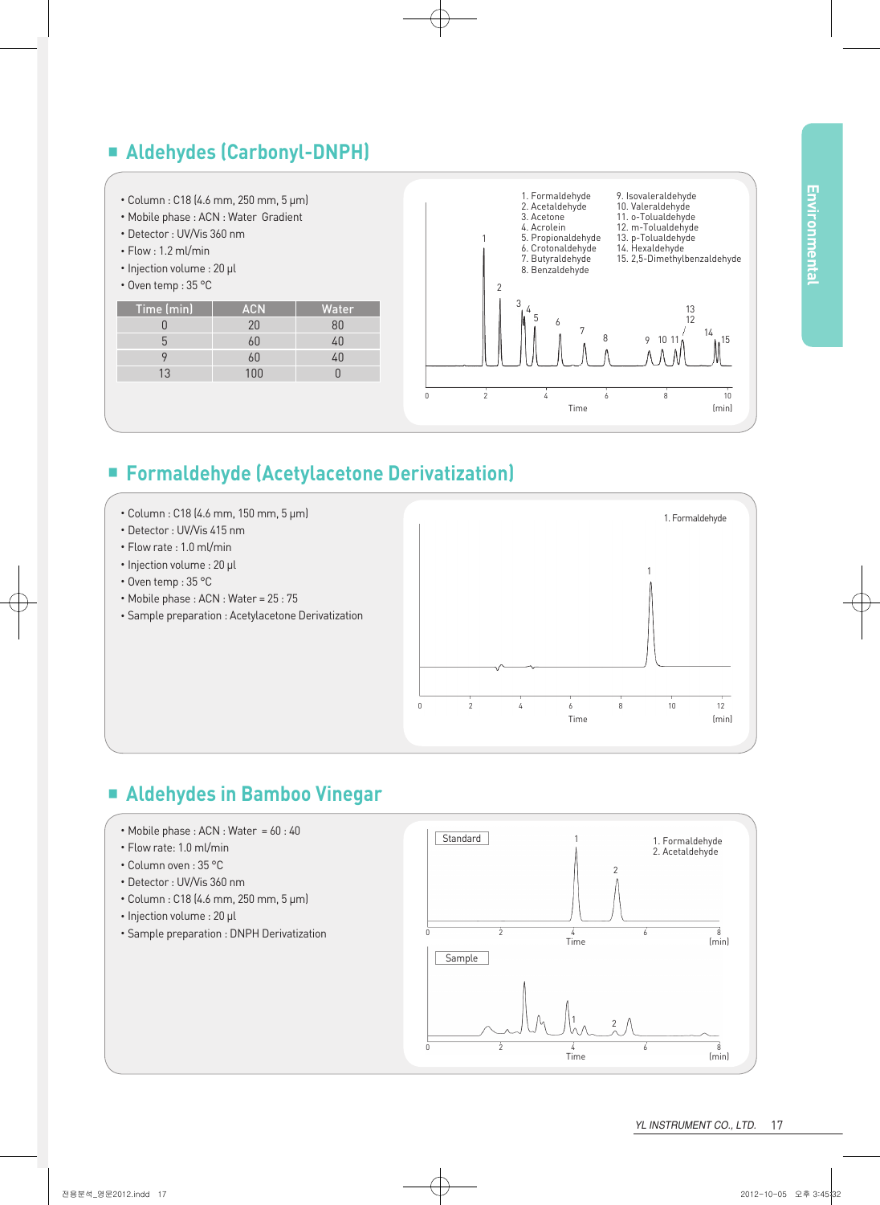## Aldehydes (Carbonyl-DNPH)

- Column : C18 (4.6 mm, 250 mm, 5 μm)
- Mobile phase : ACN : Water Gradient
- Detector : UV/Vis 360 nm
- Flow : 1.2 ml/min
- Injection volume : 20 μl
- Oven temp : 35 °C

| Time (min) | ACN | Water |
|---|---|---|
| 0 | 20 | 80 |
| 5 | 60 | 40 |
| 9 | 60 | 40 |
| 13 | 100 | 0 |

1. Formaldehyde
2. Acetaldehyde
3. Acetone
4. Acrolein
5. Propionaldehyde
6. Crotonaldehyde
7. Butyraldehyde
8. Benzaldehyde
9. Isovaleraldehyde
10. Valeraldehyde
11. o-Tolualdehyde
12. m-Tolualdehyde
13. p-Tolualdehyde
14. Hexaldehyde
15. 2,5-Dimethylbenzaldehyde

1 2 3 4 5 6 7 8 9 10 11 12 13 14 15

0 2 4 6 8 10

Time (min)

## Formaldehyde (Acetylacetone Derivatization)

- Column : C18 (4.6 mm, 150 mm, 5 μm)
- Detector : UV/Vis 415 nm
- Flow rate : 1.0 ml/min
- Injection volume : 20 μl
- Oven temp : 35 °C
- Mobile phase : ACN : Water = 25 : 75
- Sample preparation : Acetylacetone Derivatization

1. Formaldehyde

1

0 2 4 6 8 10 12

Time (min)

## Aldehydes in Bamboo Vinegar

- Mobile phase : ACN : Water = 60 : 40
- Flow rate: 1.0 ml/min
- Column oven : 35 °C
- Detector : UV/Vis 360 nm
- Column : C18 (4.6 mm, 250 mm, 5 μm)
- Injection volume : 20 μl
- Sample preparation : DNPH Derivatization

Standard

1. Formaldehyde
2. Acetaldehyde

1 2

0 2 4 6 8

Time (min)

Sample

1 2

0 2 4 6 8

Time (min)